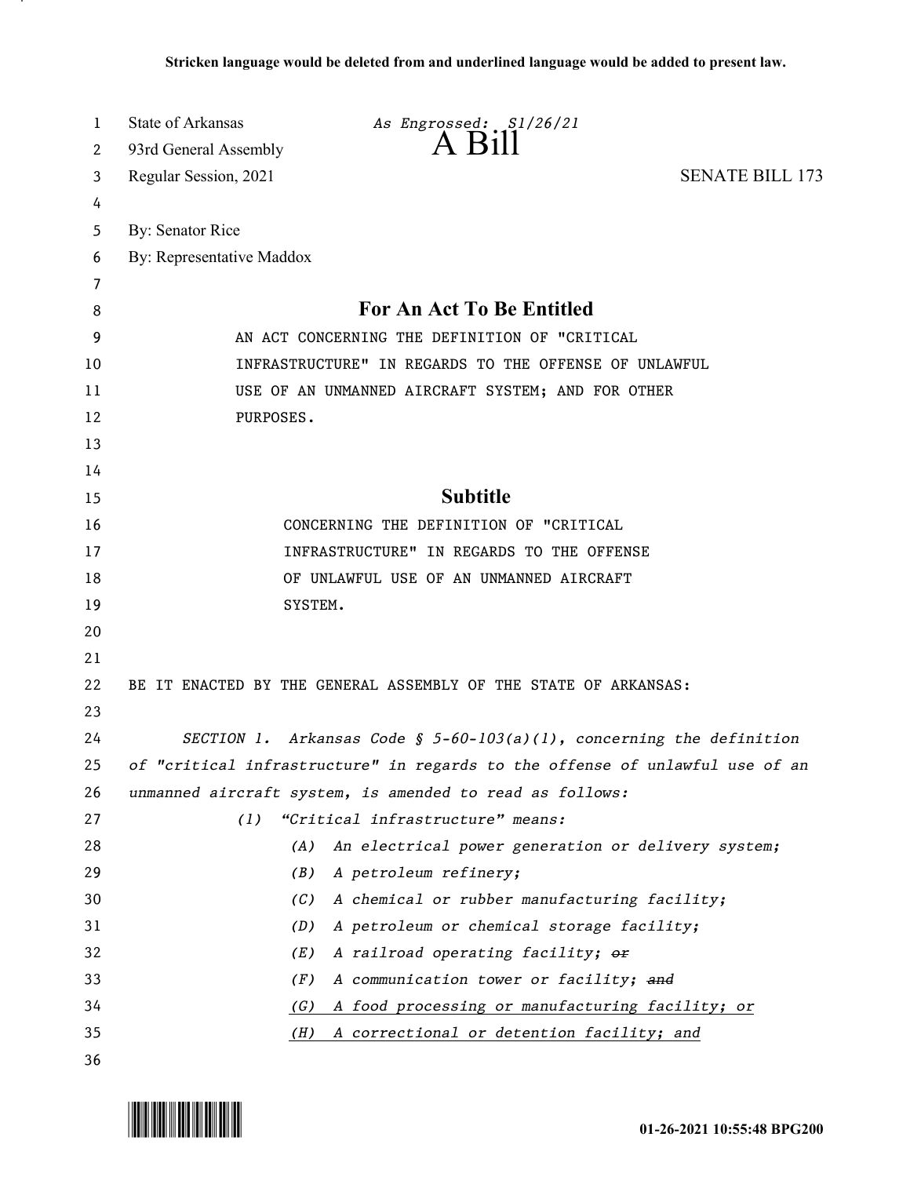**Stricken language would be deleted from and underlined language would be added to present law.**

State of Arkansas
93rd General Assembly
Regular Session, 2021

*As Engrossed: S1/26/21*

# A Bill

SENATE BILL 173

By: Senator Rice
By: Representative Maddox

## For An Act To Be Entitled

AN ACT CONCERNING THE DEFINITION OF "CRITICAL INFRASTRUCTURE" IN REGARDS TO THE OFFENSE OF UNLAWFUL USE OF AN UNMANNED AIRCRAFT SYSTEM; AND FOR OTHER PURPOSES.

## Subtitle

CONCERNING THE DEFINITION OF "CRITICAL INFRASTRUCTURE" IN REGARDS TO THE OFFENSE OF UNLAWFUL USE OF AN UNMANNED AIRCRAFT SYSTEM.

BE IT ENACTED BY THE GENERAL ASSEMBLY OF THE STATE OF ARKANSAS:

*SECTION 1. Arkansas Code § 5-60-103(a)(1), concerning the definition of "critical infrastructure" in regards to the offense of unlawful use of an unmanned aircraft system, is amended to read as follows:*

*(1) "Critical infrastructure" means:*

*(A) An electrical power generation or delivery system;*

*(B) A petroleum refinery;*

*(C) A chemical or rubber manufacturing facility;*

*(D) A petroleum or chemical storage facility;*

*(E) A railroad operating facility; ~~or~~*

*(F) A communication tower or facility; ~~and~~*

<u>*(G) A food processing or manufacturing facility; or*</u>

<u>*(H) A correctional or detention facility; and*</u>

01-26-2021 10:55:48 BPG200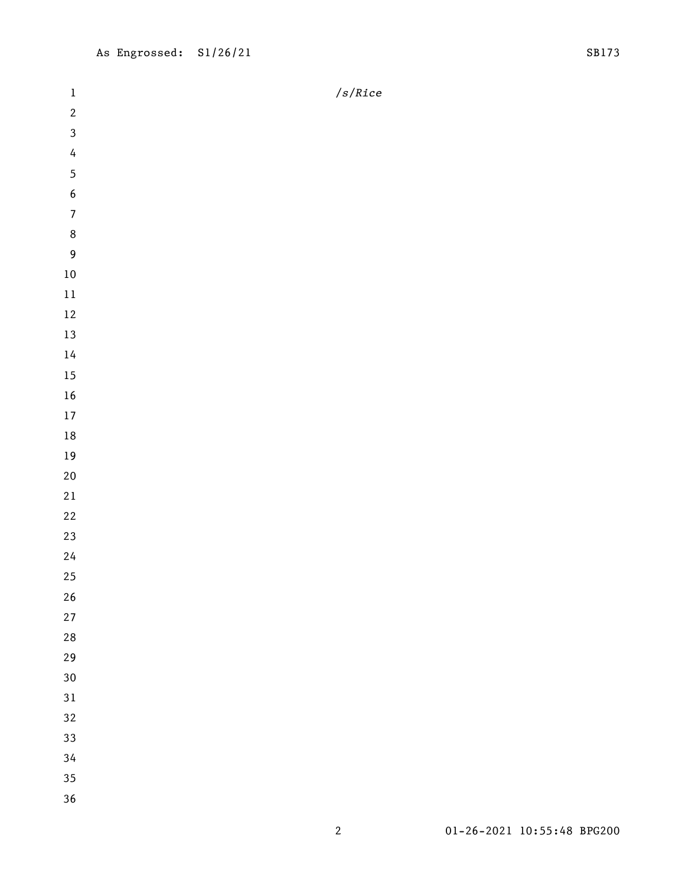*/s/Rice*